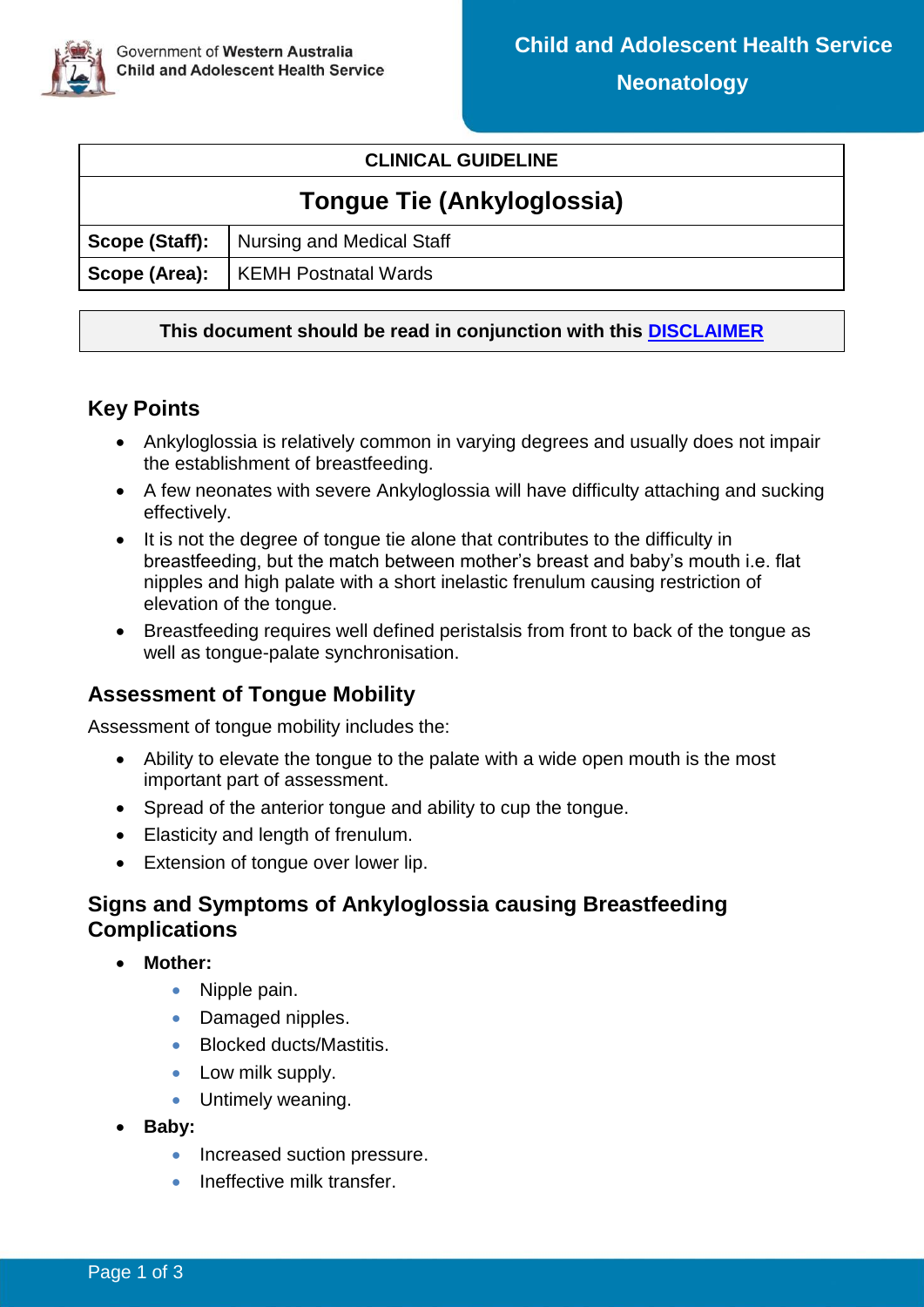Government of Western Australia
Child and Adolescent Health Service

**Child and Adolescent Health Service**

**Neonatology**

| CLINICAL GUIDELINE | |
|---|---|
| **Tongue Tie (Ankyloglossia)** | |
| **Scope (Staff):** | Nursing and Medical Staff |
| **Scope (Area):** | KEMH Postnatal Wards |

**This document should be read in conjunction with this DISCLAIMER**

## Key Points

- Ankyloglossia is relatively common in varying degrees and usually does not impair the establishment of breastfeeding.
- A few neonates with severe Ankyloglossia will have difficulty attaching and sucking effectively.
- It is not the degree of tongue tie alone that contributes to the difficulty in breastfeeding, but the match between mother's breast and baby's mouth i.e. flat nipples and high palate with a short inelastic frenulum causing restriction of elevation of the tongue.
- Breastfeeding requires well defined peristalsis from front to back of the tongue as well as tongue-palate synchronisation.

## Assessment of Tongue Mobility

Assessment of tongue mobility includes the:

- Ability to elevate the tongue to the palate with a wide open mouth is the most important part of assessment.
- Spread of the anterior tongue and ability to cup the tongue.
- Elasticity and length of frenulum.
- Extension of tongue over lower lip.

## Signs and Symptoms of Ankyloglossia causing Breastfeeding Complications

- **Mother:**
    - Nipple pain.
    - Damaged nipples.
    - Blocked ducts/Mastitis.
    - Low milk supply.
    - Untimely weaning.
- **Baby:**
    - Increased suction pressure.
    - Ineffective milk transfer.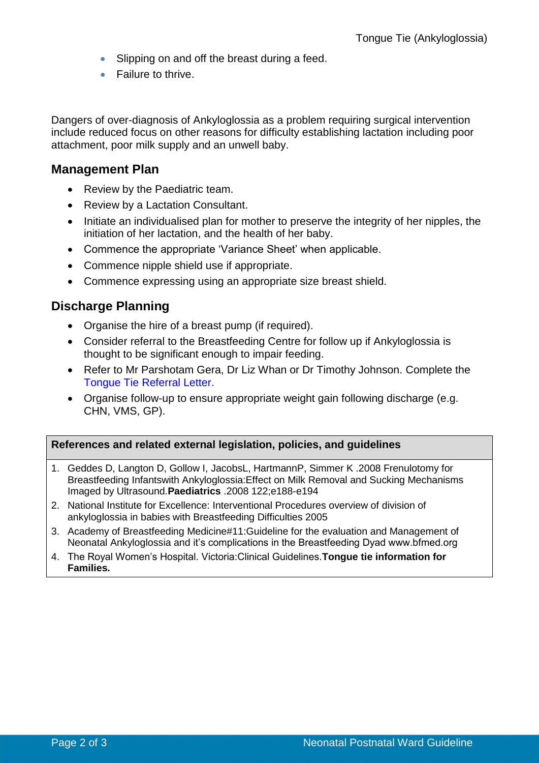- Slipping on and off the breast during a feed.
- Failure to thrive.

Dangers of over-diagnosis of Ankyloglossia as a problem requiring surgical intervention include reduced focus on other reasons for difficulty establishing lactation including poor attachment, poor milk supply and an unwell baby.

## Management Plan

- Review by the Paediatric team.
- Review by a Lactation Consultant.
- Initiate an individualised plan for mother to preserve the integrity of her nipples, the initiation of her lactation, and the health of her baby.
- Commence the appropriate 'Variance Sheet' when applicable.
- Commence nipple shield use if appropriate.
- Commence expressing using an appropriate size breast shield.

## Discharge Planning

- Organise the hire of a breast pump (if required).
- Consider referral to the Breastfeeding Centre for follow up if Ankyloglossia is thought to be significant enough to impair feeding.
- Refer to Mr Parshotam Gera, Dr Liz Whan or Dr Timothy Johnson. Complete the Tongue Tie Referral Letter.
- Organise follow-up to ensure appropriate weight gain following discharge (e.g. CHN, VMS, GP).

| **References and related external legislation, policies, and guidelines** |
|---|
| 1. Geddes D, Langton D, Gollow I, JacobsL, HartmannP, Simmer K .2008 Frenulotomy for Breastfeeding Infantswith Ankyloglossia:Effect on Milk Removal and Sucking Mechanisms Imaged by Ultrasound.**Paediatrics** .2008 122;e188-e194 |
| 2. National Institute for Excellence: Interventional Procedures overview of division of ankyloglossia in babies with Breastfeeding Difficulties 2005 |
| 3. Academy of Breastfeeding Medicine#11:Guideline for the evaluation and Management of Neonatal Ankyloglossia and it's complications in the Breastfeeding Dyad www.bfmed.org |
| 4. The Royal Women's Hospital. Victoria:Clinical Guidelines.**Tongue tie information for Families.** |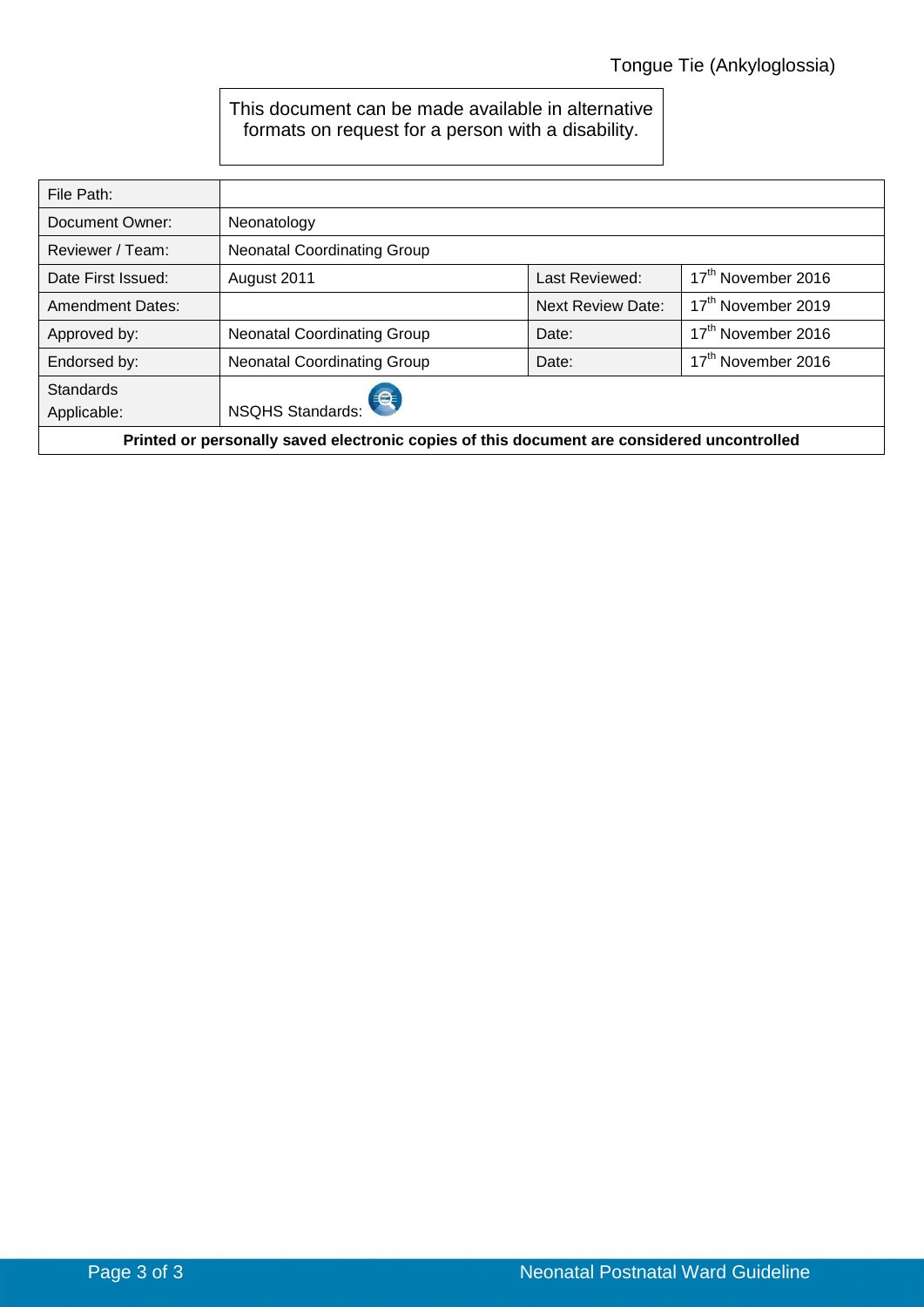This document can be made available in alternative formats on request for a person with a disability.

| | | | |
|---|---|---|---|
| File Path: | | | |
| Document Owner: | Neonatology | | |
| Reviewer / Team: | Neonatal Coordinating Group | | |
| Date First Issued: | August 2011 | Last Reviewed: | 17th November 2016 |
| Amendment Dates: | | Next Review Date: | 17th November 2019 |
| Approved by: | Neonatal Coordinating Group | Date: | 17th November 2016 |
| Endorsed by: | Neonatal Coordinating Group | Date: | 17th November 2016 |
| Standards Applicable: | NSQHS Standards: | | |

**Printed or personally saved electronic copies of this document are considered uncontrolled**